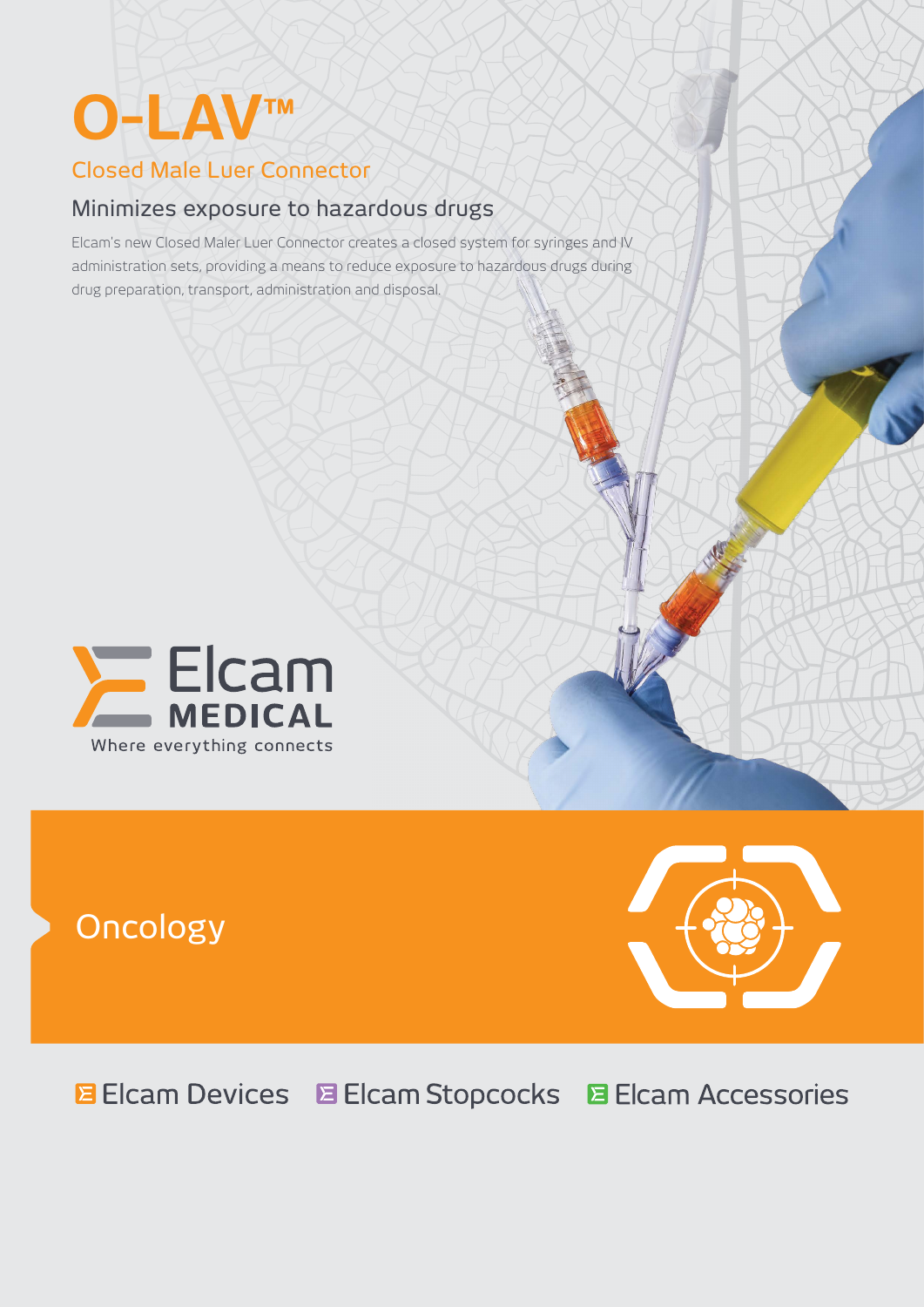# O-LAV™

## Closed Male Luer Connector

### Minimizes exposure to hazardous drugs

Elcam's new Closed Maler Luer Connector creates a closed system for syringes and IV administration sets, providing a means to reduce exposure to hazardous drugs during drug preparation, transport, administration and disposal.

Elcam
MEDICAL
Where everything connects

Oncology

Elcam Devices   Elcam Stopcocks   Elcam Accessories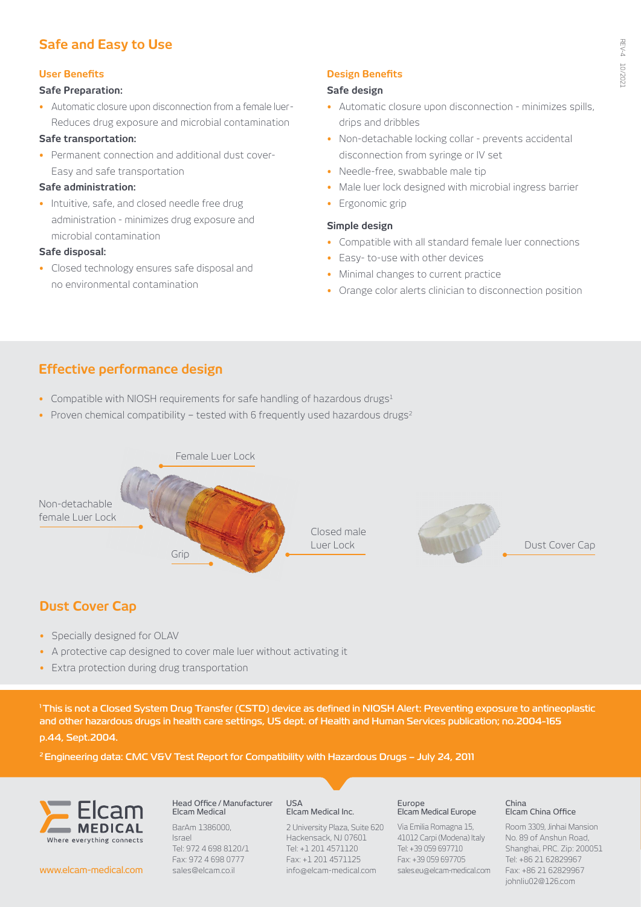## Safe and Easy to Use

### User Benefits

**Safe Preparation:**

- Automatic closure upon disconnection from a female luer - Reduces drug exposure and microbial contamination

**Safe transportation:**

- Permanent connection and additional dust cover- Easy and safe transportation

**Safe administration:**

- Intuitive, safe, and closed needle free drug administration - minimizes drug exposure and microbial contamination

**Safe disposal:**

- Closed technology ensures safe disposal and no environmental contamination

### Design Benefits

**Safe design**

- Automatic closure upon disconnection - minimizes spills, drips and dribbles
- Non-detachable locking collar - prevents accidental disconnection from syringe or IV set
- Needle-free, swabbable male tip
- Male luer lock designed with microbial ingress barrier
- Ergonomic grip

**Simple design**

- Compatible with all standard female luer connections
- Easy- to-use with other devices
- Minimal changes to current practice
- Orange color alerts clinician to disconnection position

## Effective performance design

- Compatible with NIOSH requirements for safe handling of hazardous drugs[1]
- Proven chemical compatibility – tested with 6 frequently used hazardous drugs[2]

Female Luer Lock

Non-detachable female Luer Lock

Grip

Closed male Luer Lock

Dust Cover Cap

## Dust Cover Cap

- Specially designed for OLAV
- A protective cap designed to cover male luer without activating it
- Extra protection during drug transportation

[1] This is not a Closed System Drug Transfer (CSTD) device as defined in NIOSH Alert: Preventing exposure to antineoplastic and other hazardous drugs in health care settings, US dept. of Health and Human Services publication; no.2004-165 p.44, Sept.2004.

[2] Engineering data: CMC V&V Test Report for Compatibility with Hazardous Drugs – July 24, 2011

Elcam MEDICAL
Where everything connects

www.elcam-medical.com

**Head Office / Manufacturer**
Elcam Medical
BarAm 1386000,
Israel
Tel: 972 4 698 8120/1
Fax: 972 4 698 0777
sales@elcam.co.il

**USA**
Elcam Medical Inc.
2 University Plaza, Suite 620
Hackensack, NJ 07601
Tel: +1 201 4571120
Fax: +1 201 4571125
info@elcam-medical.com

**Europe**
Elcam Medical Europe
Via Emilia Romagna 15,
41012 Carpi (Modena) Italy
Tel: +39 059 697710
Fax: +39 059 697705
sales.eu@elcam-medical.com

**China**
Elcam China Office
Room 3309, Jinhai Mansion
No. 89 of Anshun Road,
Shanghai, PRC. Zip: 200051
Tel: +86 21 62829967
Fax: +86 21 62829967
johnliu02@126.com